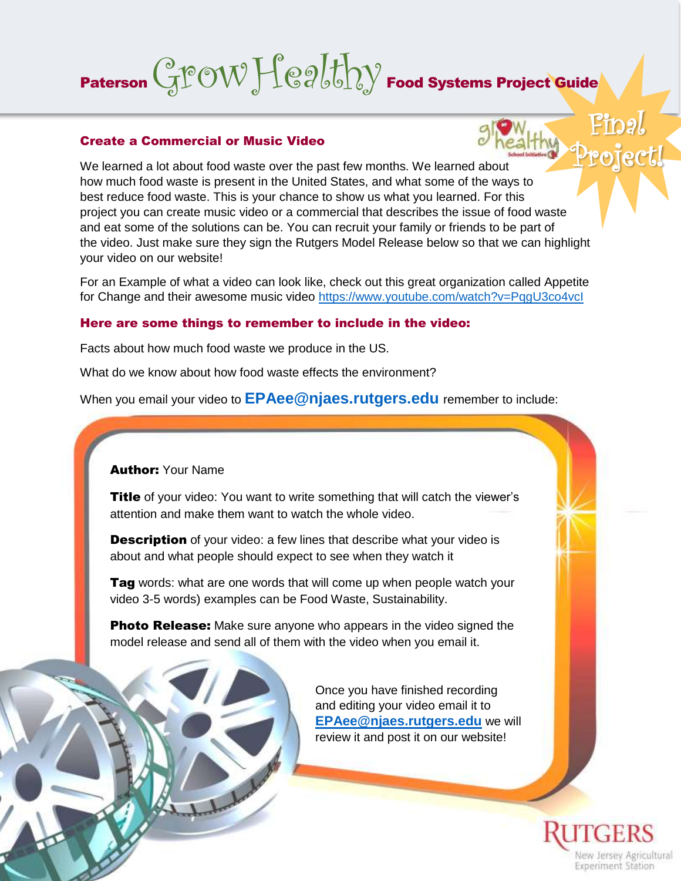# Paterson Grow Healthy Food Systems Project Guide

**Final Project!**

## Create a Commercial or Music Video

We learned a lot about food waste over the past few months. We learned about how much food waste is present in the United States, and what some of the ways to best reduce food waste. This is your chance to show us what you learned. For this project you can create music video or a commercial that describes the issue of food waste and eat some of the solutions can be. You can recruit your family or friends to be part of the video. Just make sure they sign the Rutgers Model Release below so that we can highlight your video on our website!

For an Example of what a video can look like, check out this great organization called Appetite for Change and their awesome music video https://www.youtube.com/watch?v=PqgU3co4vcI

## Here are some things to remember to include in the video:

Facts about how much food waste we produce in the US.

What do we know about how food waste effects the environment?

When you email your video to **EPAee@njaes.rutgers.edu** remember to include:

**Author:** Your Name

**Title** of your video: You want to write something that will catch the viewer's attention and make them want to watch the whole video.

**Description** of your video: a few lines that describe what your video is about and what people should expect to see when they watch it

**Tag** words: what are one words that will come up when people watch your video 3-5 words) examples can be Food Waste, Sustainability.

**Photo Release:** Make sure anyone who appears in the video signed the model release and send all of them with the video when you email it.

Once you have finished recording and editing your video email it to **EPAee@njaes.rutgers.edu** we will review it and post it on our website!

RUTGERS
New Jersey Agricultural Experiment Station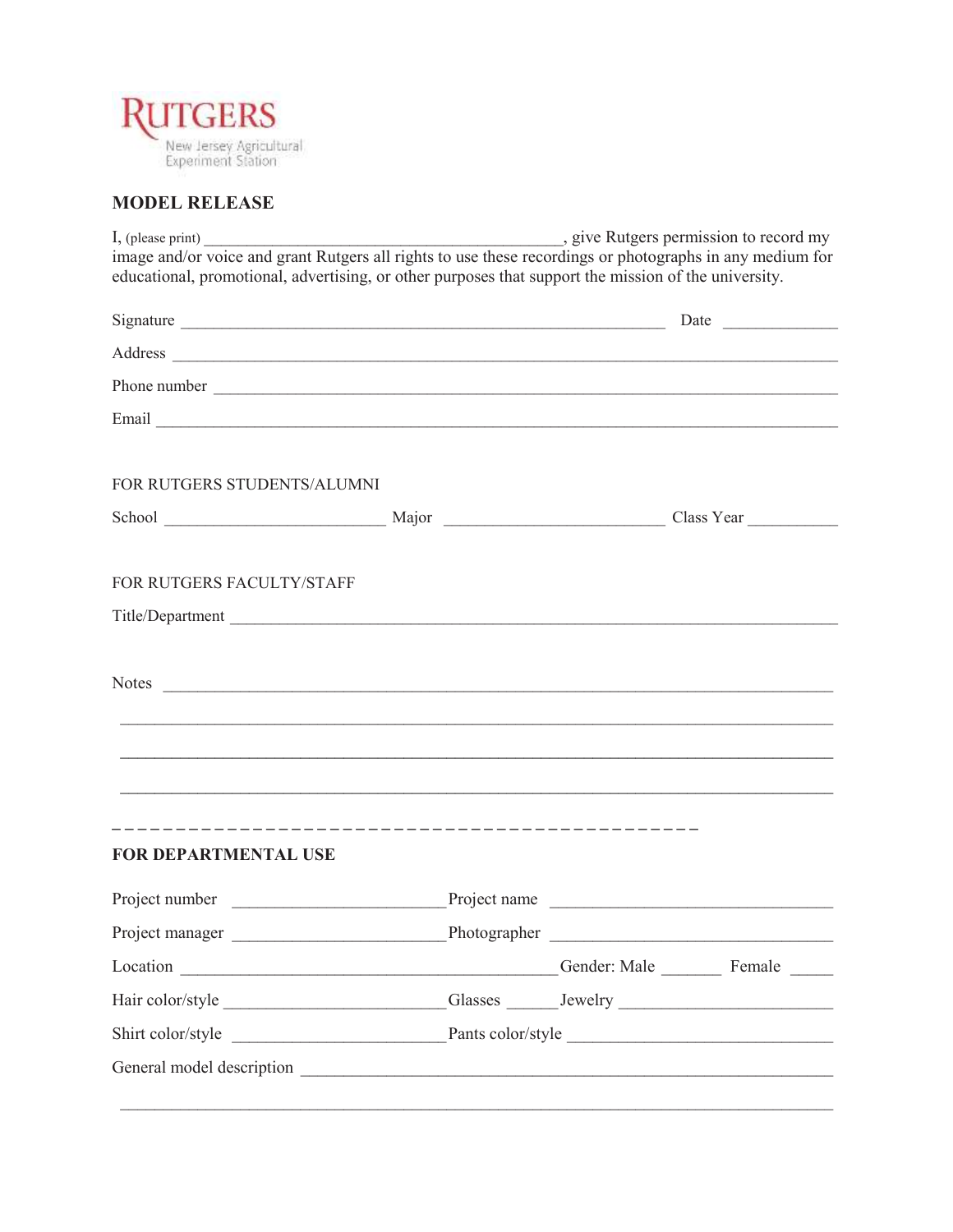RUTGERS
New Jersey Agricultural Experiment Station

## MODEL RELEASE

I, (please print) ___________________________________________, give Rutgers permission to record my image and/or voice and grant Rutgers all rights to use these recordings or photographs in any medium for educational, promotional, advertising, or other purposes that support the mission of the university.

Signature ____________________________________________________________ Date ______________

Address ________________________________________________________________________________

Phone number ___________________________________________________________________________

Email __________________________________________________________________________________

FOR RUTGERS STUDENTS/ALUMNI

School ___________________________ Major ___________________________ Class Year ___________

FOR RUTGERS FACULTY/STAFF

Title/Department ________________________________________________________________________

Notes __________________________________________________________________________________

________________________________________________________________________________________

________________________________________________________________________________________

________________________________________________________________________________________

- - - - - - - - - - - - - - - - - - - - - - - - - - - - - - - - - - - - - - - - - - - - - - - -

**FOR DEPARTMENTAL USE**

Project number __________________________ Project name __________________________________

Project manager __________________________ Photographer __________________________________

Location ______________________________________________ Gender: Male _______ Female _____

Hair color/style __________________________ Glasses ______ Jewelry __________________________

Shirt color/style __________________________ Pants color/style _______________________________

General model description ___________________________________________________________________

________________________________________________________________________________________